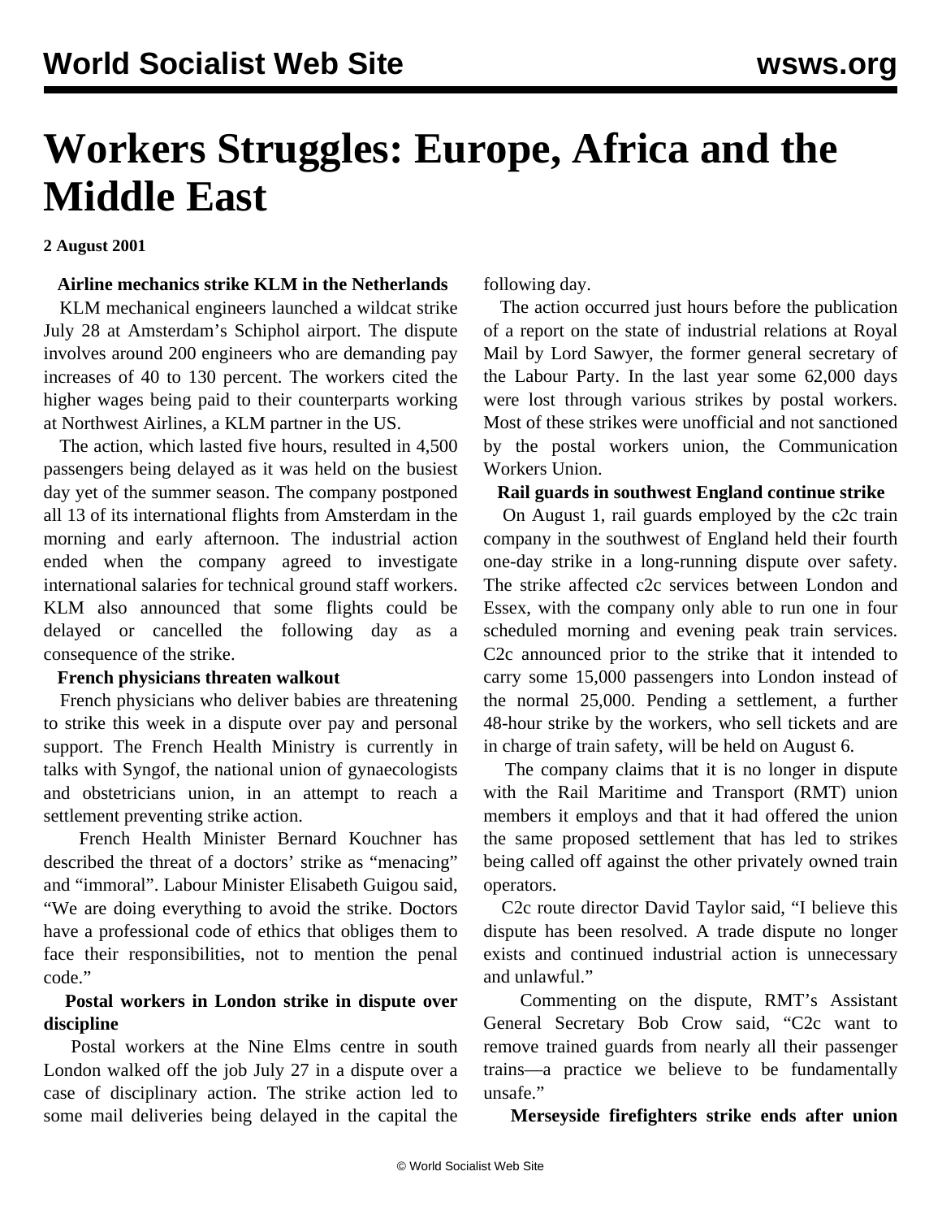# Workers Struggles: Europe, Africa and the Middle East

**2 August 2001**

**Airline mechanics strike KLM in the Netherlands**

KLM mechanical engineers launched a wildcat strike July 28 at Amsterdam's Schiphol airport. The dispute involves around 200 engineers who are demanding pay increases of 40 to 130 percent. The workers cited the higher wages being paid to their counterparts working at Northwest Airlines, a KLM partner in the US.

The action, which lasted five hours, resulted in 4,500 passengers being delayed as it was held on the busiest day yet of the summer season. The company postponed all 13 of its international flights from Amsterdam in the morning and early afternoon. The industrial action ended when the company agreed to investigate international salaries for technical ground staff workers. KLM also announced that some flights could be delayed or cancelled the following day as a consequence of the strike.

**French physicians threaten walkout**

French physicians who deliver babies are threatening to strike this week in a dispute over pay and personal support. The French Health Ministry is currently in talks with Syngof, the national union of gynaecologists and obstetricians union, in an attempt to reach a settlement preventing strike action.

French Health Minister Bernard Kouchner has described the threat of a doctors' strike as "menacing" and "immoral". Labour Minister Elisabeth Guigou said, "We are doing everything to avoid the strike. Doctors have a professional code of ethics that obliges them to face their responsibilities, not to mention the penal code."

**Postal workers in London strike in dispute over discipline**

Postal workers at the Nine Elms centre in south London walked off the job July 27 in a dispute over a case of disciplinary action. The strike action led to some mail deliveries being delayed in the capital the following day.

The action occurred just hours before the publication of a report on the state of industrial relations at Royal Mail by Lord Sawyer, the former general secretary of the Labour Party. In the last year some 62,000 days were lost through various strikes by postal workers. Most of these strikes were unofficial and not sanctioned by the postal workers union, the Communication Workers Union.

**Rail guards in southwest England continue strike**

On August 1, rail guards employed by the c2c train company in the southwest of England held their fourth one-day strike in a long-running dispute over safety. The strike affected c2c services between London and Essex, with the company only able to run one in four scheduled morning and evening peak train services. C2c announced prior to the strike that it intended to carry some 15,000 passengers into London instead of the normal 25,000. Pending a settlement, a further 48-hour strike by the workers, who sell tickets and are in charge of train safety, will be held on August 6.

The company claims that it is no longer in dispute with the Rail Maritime and Transport (RMT) union members it employs and that it had offered the union the same proposed settlement that has led to strikes being called off against the other privately owned train operators.

C2c route director David Taylor said, "I believe this dispute has been resolved. A trade dispute no longer exists and continued industrial action is unnecessary and unlawful."

Commenting on the dispute, RMT's Assistant General Secretary Bob Crow said, "C2c want to remove trained guards from nearly all their passenger trains—a practice we believe to be fundamentally unsafe."

**Merseyside firefighters strike ends after union**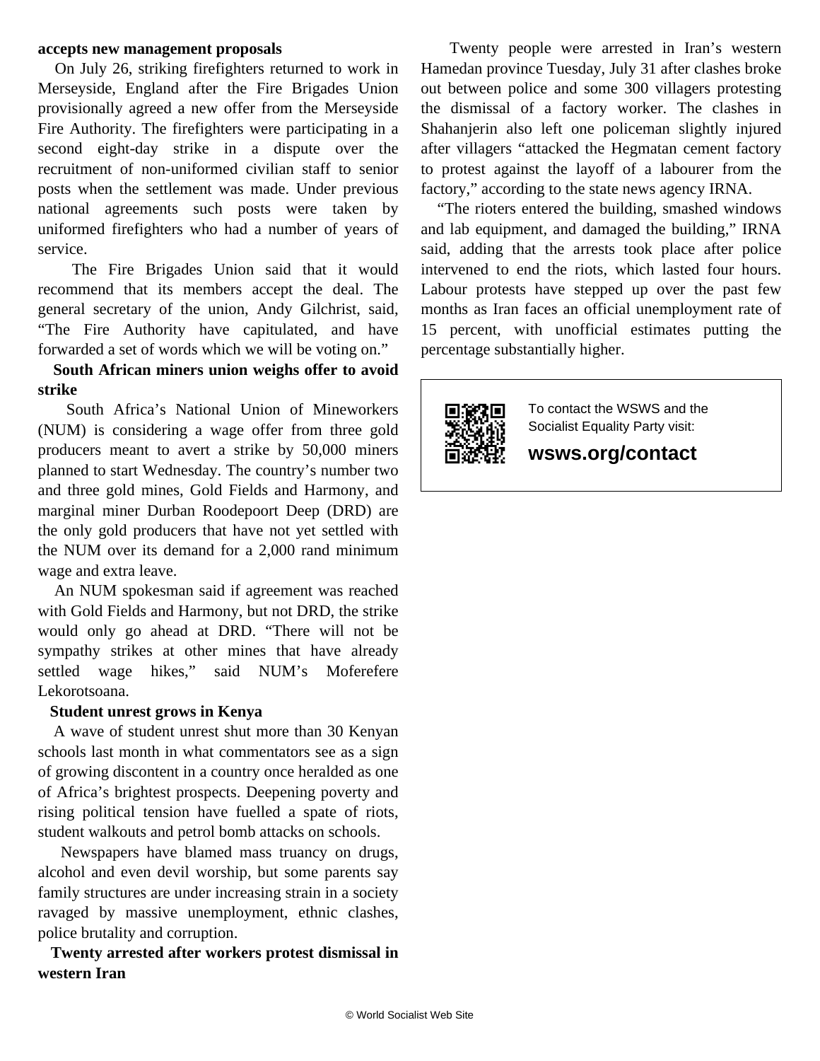**accepts new management proposals**

On July 26, striking firefighters returned to work in Merseyside, England after the Fire Brigades Union provisionally agreed a new offer from the Merseyside Fire Authority. The firefighters were participating in a second eight-day strike in a dispute over the recruitment of non-uniformed civilian staff to senior posts when the settlement was made. Under previous national agreements such posts were taken by uniformed firefighters who had a number of years of service.

The Fire Brigades Union said that it would recommend that its members accept the deal. The general secretary of the union, Andy Gilchrist, said, "The Fire Authority have capitulated, and have forwarded a set of words which we will be voting on."

**South African miners union weighs offer to avoid strike**

South Africa's National Union of Mineworkers (NUM) is considering a wage offer from three gold producers meant to avert a strike by 50,000 miners planned to start Wednesday. The country's number two and three gold mines, Gold Fields and Harmony, and marginal miner Durban Roodepoort Deep (DRD) are the only gold producers that have not yet settled with the NUM over its demand for a 2,000 rand minimum wage and extra leave.

An NUM spokesman said if agreement was reached with Gold Fields and Harmony, but not DRD, the strike would only go ahead at DRD. "There will not be sympathy strikes at other mines that have already settled wage hikes," said NUM's Moferefere Lekorotsoana.

**Student unrest grows in Kenya**

A wave of student unrest shut more than 30 Kenyan schools last month in what commentators see as a sign of growing discontent in a country once heralded as one of Africa's brightest prospects. Deepening poverty and rising political tension have fuelled a spate of riots, student walkouts and petrol bomb attacks on schools.

Newspapers have blamed mass truancy on drugs, alcohol and even devil worship, but some parents say family structures are under increasing strain in a society ravaged by massive unemployment, ethnic clashes, police brutality and corruption.

**Twenty arrested after workers protest dismissal in western Iran**

Twenty people were arrested in Iran's western Hamedan province Tuesday, July 31 after clashes broke out between police and some 300 villagers protesting the dismissal of a factory worker. The clashes in Shahanjerin also left one policeman slightly injured after villagers "attacked the Hegmatan cement factory to protest against the layoff of a labourer from the factory," according to the state news agency IRNA.

"The rioters entered the building, smashed windows and lab equipment, and damaged the building," IRNA said, adding that the arrests took place after police intervened to end the riots, which lasted four hours. Labour protests have stepped up over the past few months as Iran faces an official unemployment rate of 15 percent, with unofficial estimates putting the percentage substantially higher.

To contact the WSWS and the Socialist Equality Party visit:

**wsws.org/contact**